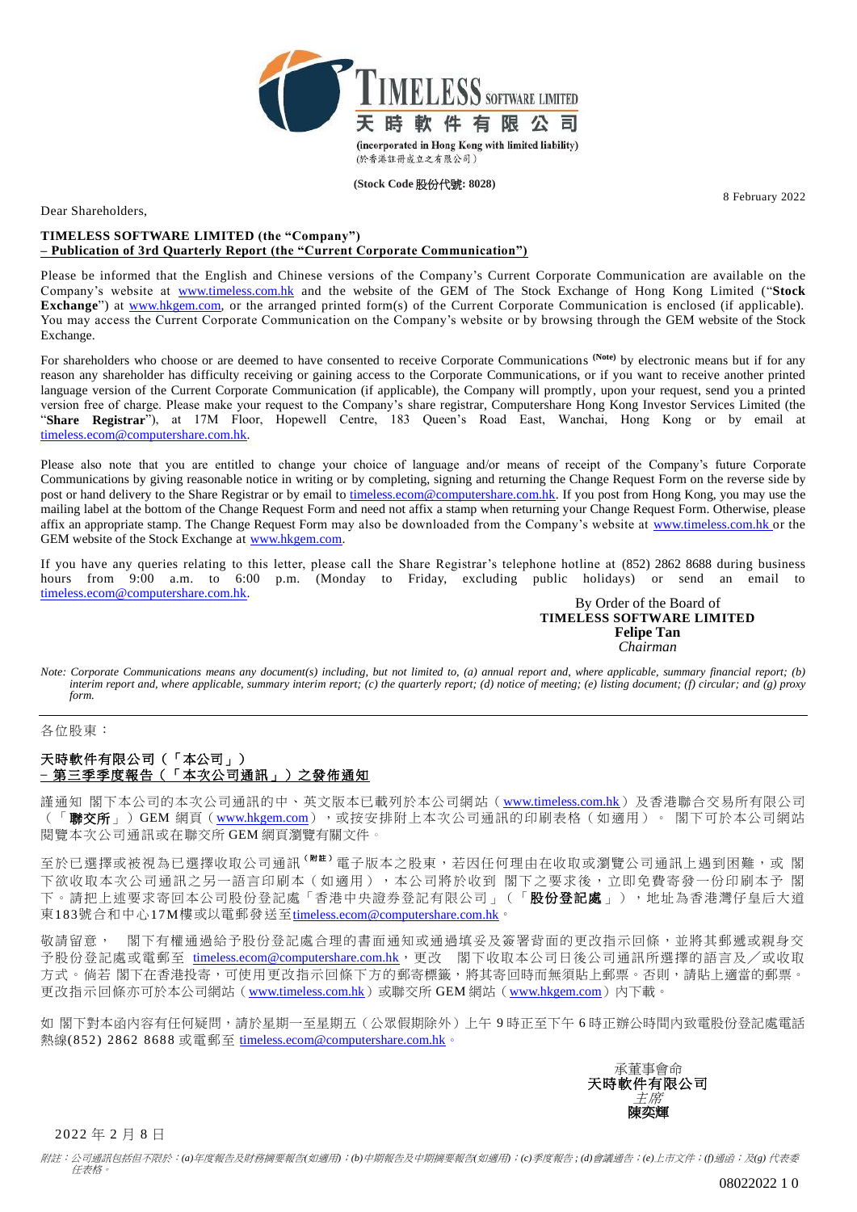**TIMELESS SOFTWARE LIMITED**
**天時軟件有限公司**
(incorporated in Hong Kong with limited liability)
(於香港註冊成立之有限公司)

**(Stock Code 股份代號: 8028)**

8 February 2022

Dear Shareholders,

**TIMELESS SOFTWARE LIMITED (the "Company")**
**– Publication of 3rd Quarterly Report (the "Current Corporate Communication")**

Please be informed that the English and Chinese versions of the Company's Current Corporate Communication are available on the Company's website at www.timeless.com.hk and the website of the GEM of The Stock Exchange of Hong Kong Limited ("**Stock Exchange**") at www.hkgem.com, or the arranged printed form(s) of the Current Corporate Communication is enclosed (if applicable). You may access the Current Corporate Communication on the Company's website or by browsing through the GEM website of the Stock Exchange.

For shareholders who choose or are deemed to have consented to receive Corporate Communications [(Note)] by electronic means but if for any reason any shareholder has difficulty receiving or gaining access to the Corporate Communications, or if you want to receive another printed language version of the Current Corporate Communication (if applicable), the Company will promptly, upon your request, send you a printed version free of charge. Please make your request to the Company's share registrar, Computershare Hong Kong Investor Services Limited (the "**Share Registrar**"), at 17M Floor, Hopewell Centre, 183 Queen's Road East, Wanchai, Hong Kong or by email at timeless.ecom@computershare.com.hk.

Please also note that you are entitled to change your choice of language and/or means of receipt of the Company's future Corporate Communications by giving reasonable notice in writing or by completing, signing and returning the Change Request Form on the reverse side by post or hand delivery to the Share Registrar or by email to timeless.ecom@computershare.com.hk. If you post from Hong Kong, you may use the mailing label at the bottom of the Change Request Form and need not affix a stamp when returning your Change Request Form. Otherwise, please affix an appropriate stamp. The Change Request Form may also be downloaded from the Company's website at www.timeless.com.hk or the GEM website of the Stock Exchange at www.hkgem.com.

If you have any queries relating to this letter, please call the Share Registrar's telephone hotline at (852) 2862 8688 during business hours from 9:00 a.m. to 6:00 p.m. (Monday to Friday, excluding public holidays) or send an email to timeless.ecom@computershare.com.hk.

By Order of the Board of
**TIMELESS SOFTWARE LIMITED**
**Felipe Tan**
*Chairman*

*Note: Corporate Communications means any document(s) including, but not limited to, (a) annual report and, where applicable, summary financial report; (b) interim report and, where applicable, summary interim report; (c) the quarterly report; (d) notice of meeting; (e) listing document; (f) circular; and (g) proxy form.*

---

各位股東：

**天時軟件有限公司（「本公司」）**
**– 第三季季度報告（「本次公司通訊」）之發佈通知**

謹通知 閣下本公司的本次公司通訊的中、英文版本已載列於本公司網站（www.timeless.com.hk）及香港聯合交易所有限公司（「**聯交所**」）GEM 網頁（www.hkgem.com），或按安排附上本次公司通訊的印刷表格（如適用）。 閣下可於本公司網站閱覽本次公司通訊或在聯交所 GEM 網頁瀏覽有關文件。

至於已選擇或被視為已選擇收取公司通訊[（附註）]電子版本之股東，若因任何理由在收取或瀏覽公司通訊上遇到困難，或 閣下欲收取本次公司通訊之另一語言印刷本（如適用），本公司將於收到 閣下之要求後，立即免費寄發一份印刷本予 閣下。請把上述要求寄回本公司股份登記處「香港中央證券登記有限公司」（「**股份登記處**」），地址為香港灣仔皇后大道東183號合和中心17M樓或以電郵發送至timeless.ecom@computershare.com.hk。

敬請留意， 閣下有權通過給予股份登記處合理的書面通知或通過填妥及簽署背面的更改指示回條，並將其郵遞或親身交予股份登記處或電郵至 timeless.ecom@computershare.com.hk，更改 閣下收取本公司日後公司通訊所選擇的語言及／或收取方式。倘若 閣下在香港投寄，可使用更改指示回條下方的郵寄標籤，將其寄回時而無須貼上郵票。否則，請貼上適當的郵票。更改指示回條亦可於本公司網站（www.timeless.com.hk）或聯交所 GEM 網站（www.hkgem.com）內下載。

如 閣下對本函內容有任何疑問，請於星期一至星期五（公眾假期除外）上午 9 時正至下午 6 時正辦公時間內致電股份登記處電話熱線(852) 2862 8688 或電郵至 timeless.ecom@computershare.com.hk。

承董事會命
**天時軟件有限公司**
*主席*
**陳奕輝**

2022 年 2 月 8 日

*附註：公司通訊包括但不限於：(a)年度報告及財務摘要報告(如適用)；(b)中期報告及中期摘要報告(如適用)；(c)季度報告；(d)會議通告；(e)上市文件；(f)通函；及(g) 代表委任表格。*

08022022 1 0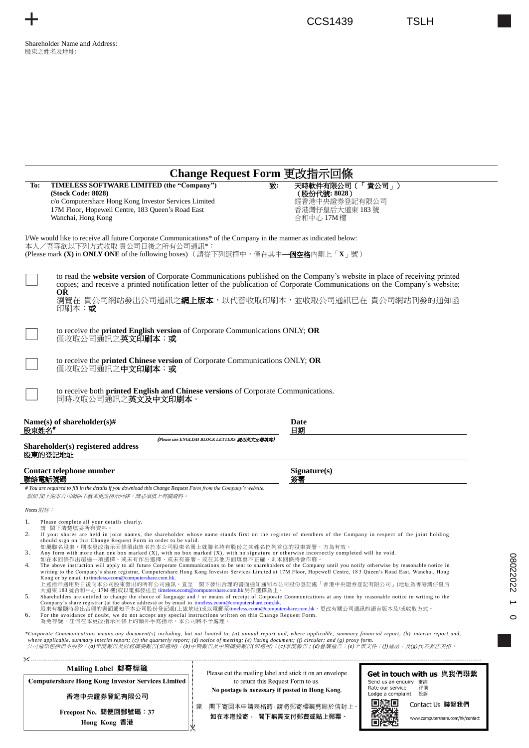CCS1439 TSLH

Shareholder Name and Address:
股東之姓名及地址:

# Change Request Form 更改指示回條

| | | | |
|---|---|---|---|
| To: | **TIMELESS SOFTWARE LIMITED (the "Company")** **(Stock Code: 8028)** c/o Computershare Hong Kong Investor Services Limited 17M Floor, Hopewell Centre, 183 Queen's Road East Wanchai, Hong Kong | 致: | **天時軟件有限公司（「貴公司」）** **（股份代號: 8028）** 經香港中央證券登記有限公司 香港灣仔皇后大道東 183 號 合和中心 17M 樓 |

I/We would like to receive all future Corporate Communications* of the Company in the manner as indicated below:
本人╱吾等欲以下列方式收取 貴公司日後之所有公司通訊*：
(Please mark **(X)** in **ONLY ONE** of the following boxes) （請從下列選擇中，僅在其中**一個空格**內劃上「**X**」號）

☐ to read the **website version** of Corporate Communications published on the Company's website in place of receiving printed copies; and receive a printed notification letter of the publication of Corporate Communications on the Company's website; **OR**
瀏覽在 貴公司網站發出公司通訊之**網上版本**，以代替收取印刷本，並收取公司通訊已在 貴公司網站刊發的通知函印刷本；**或**

☐ to receive the **printed English version** of Corporate Communications ONLY; **OR**
僅收取公司通訊之**英文印刷本；或**

☐ to receive the **printed Chinese version** of Corporate Communications ONLY; **OR**
僅收取公司通訊之**中文印刷本；或**

☐ to receive both **printed English and Chinese versions** of Corporate Communications.
同時收取公司通訊之**英文及中文印刷本**。

**Name(s) of shareholder(s)#**
**股東姓名#**
*(Please use ENGLISH BLOCK LETTERS 請用英文正楷填寫)*

**Date**
**日期**

**Shareholder(s) registered address**
**股東的登記地址**

**Contact telephone number**
**聯絡電話號碼**

**Signature(s)**
**簽署**

*# You are required to fill in the details if you download this Change Request Form from the Company's website.*
*假如 閣下從本公司網站下載本更改指示回條，請必須填上有關資料。*

*Notes 附註：*

1. Please complete all your details clearly.
   請 閣下清楚填妥所有資料。
2. If your shares are held in joint names, the shareholder whose name stands first on the register of members of the Company in respect of the joint holding should sign on this Change Request Form in order to be valid.
   如屬聯名股東，則本更改指示回條須由該名於本公司股東名冊上就聯名持有股份之其姓名位列首位的股東簽署，方為有效。
3. Any form with more than one box marked (X), with no box marked (X), with no signature or otherwise incorrectly completed will be void.
   如在本回條作出超過一項選擇、或未有作出選擇、或未有簽署、或在其他方面填寫不正確，則本回條將會作廢。
4. The above instruction will apply to all future Corporate Communications to be sent to shareholders of the Company until you notify otherwise by reasonable notice in writing to the Company's share registrar, Computershare Hong Kong Investor Services Limited at 17M Floor, Hopewell Centre, 183 Queen's Road East, Wanchai, Hong Kong or by email to timeless.ecom@computershare.com.hk.
   上述指示適用於日後向本公司股東發出的所有公司通訊，直至 閣下發出合理的書面通知本公司股份登記處「香港中央證券登記有限公司」(地址為香港灣仔皇后大道東 183 號合和中心 17M 樓)或以電郵發送至 timeless.ecom@computershare.com.hk 另作選擇為止。
5. Shareholders are entitled to change the choice of language and / or means of receipt of Corporate Communications at any time by reasonable notice in writing to the Company's share registrar (at the above address) or by email to timeless.ecom@computershare.com.hk.
   股東有權隨時發出合理的書面通知予本公司股份登記處(上述地址)或以電郵至timeless.ecom@computershare.com.hk，更改有關公司通訊的語言版本及/或收取方式。
6. For the avoidance of doubt, we do not accept any special instructions written on this Change Request Form.
   為免存疑，任何在本更改指示回條上的額外手寫指示，本公司將不予處理。

*\*Corporate Communications means any document(s) including, but not limited to, (a) annual report and, where applicable, summary financial report; (b) interim report and, where applicable, summary interim report; (c) the quarterly report; (d) notice of meeting; (e) listing document; (f) circular; and (g) proxy form.*
*公司通訊包括但不限於：(a)年度報告及財務摘要報告(如適用)；(b)中期報告及中期摘要報告(如適用)；(c)季度報告；(d)會議通告；(e)上市文件；(f)通函；及(g)代表委任表格。*

08022022 1 0

**Mailing Label 郵寄標籤**

**Computershare Hong Kong Investor Services Limited**
**香港中央證券登記有限公司**
**Freepost No. 簡便回郵號碼：37**
**Hong Kong 香港**

Please cut the mailing label and stick it on an envelope to return this Request Form to us.
**No postage is necessary if posted in Hong Kong.**
當 閣下寄回本申請表格時，請將郵寄標籤剪貼於信封上。
**如在本港投寄， 閣下無需支付郵費或貼上郵票。**

**Get in touch with us 與我們聯繫**
Send us an enquiry 查詢
Rate our service 評價
Lodge a complaint 投訴
Contact Us 聯繫我們
www.computershare.com/hk/contact